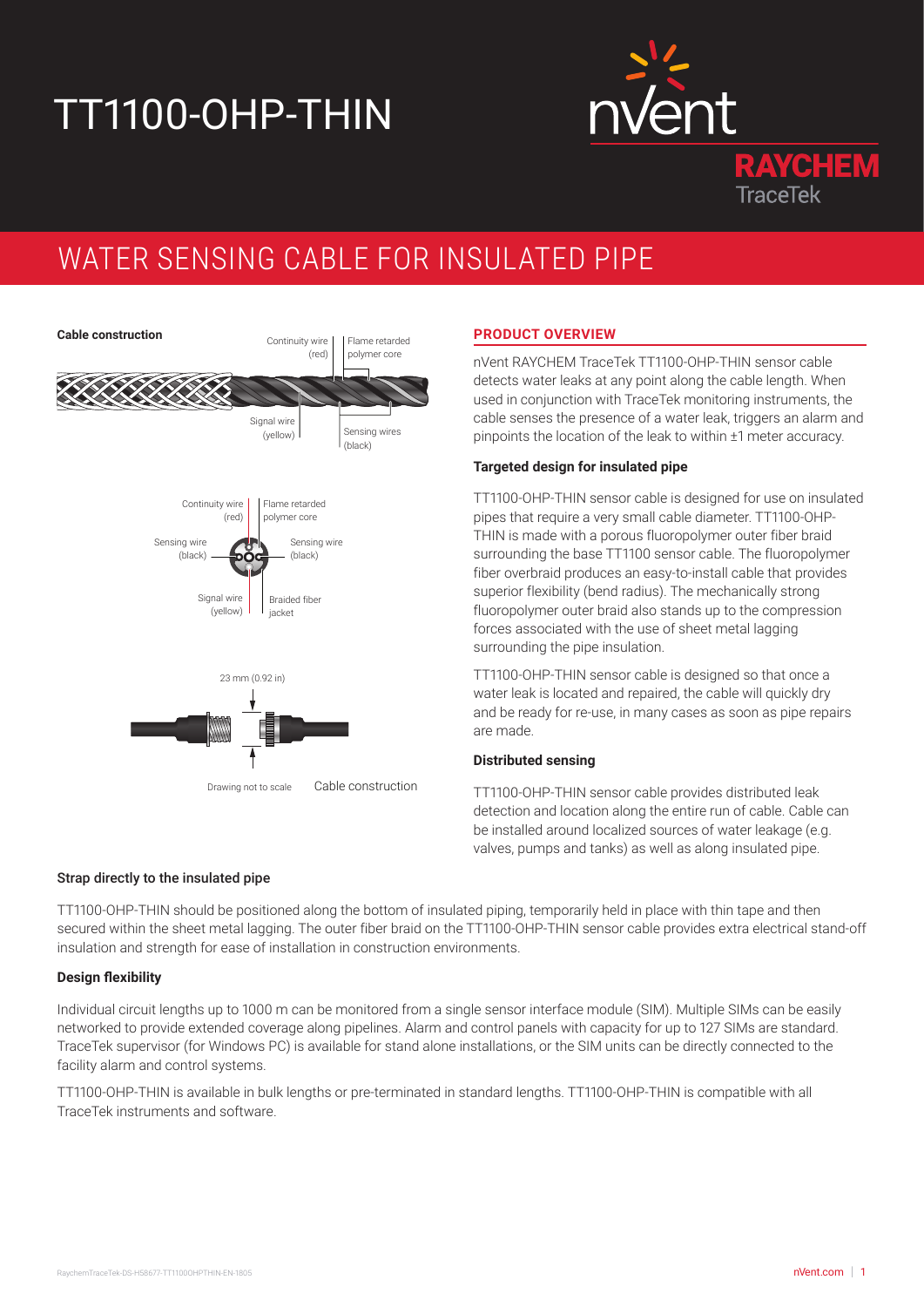# TT1100-OHP-THIN

nVent RAYCHEM TraceTek

## WATER SENSING CABLE FOR INSULATED PIPE

**Cable construction**

Continuity wire (red)
Flame retarded polymer core
Signal wire (yellow)
Sensing wires (black)

Continuity wire (red)
Flame retarded polymer core
Sensing wire (black)
Sensing wire (black)
Signal wire (yellow)
Braided fiber jacket

23 mm (0.92 in)

Drawing not to scale

Cable construction

### PRODUCT OVERVIEW

nVent RAYCHEM TraceTek TT1100-OHP-THIN sensor cable detects water leaks at any point along the cable length. When used in conjunction with TraceTek monitoring instruments, the cable senses the presence of a water leak, triggers an alarm and pinpoints the location of the leak to within ±1 meter accuracy.

#### Targeted design for insulated pipe

TT1100-OHP-THIN sensor cable is designed for use on insulated pipes that require a very small cable diameter. TT1100-OHP-THIN is made with a porous fluoropolymer outer fiber braid surrounding the base TT1100 sensor cable. The fluoropolymer fiber overbraid produces an easy-to-install cable that provides superior flexibility (bend radius). The mechanically strong fluoropolymer outer braid also stands up to the compression forces associated with the use of sheet metal lagging surrounding the pipe insulation.

TT1100-OHP-THIN sensor cable is designed so that once a water leak is located and repaired, the cable will quickly dry and be ready for re-use, in many cases as soon as pipe repairs are made.

#### Distributed sensing

TT1100-OHP-THIN sensor cable provides distributed leak detection and location along the entire run of cable. Cable can be installed around localized sources of water leakage (e.g. valves, pumps and tanks) as well as along insulated pipe.

#### Strap directly to the insulated pipe

TT1100-OHP-THIN should be positioned along the bottom of insulated piping, temporarily held in place with thin tape and then secured within the sheet metal lagging. The outer fiber braid on the TT1100-OHP-THIN sensor cable provides extra electrical stand-off insulation and strength for ease of installation in construction environments.

#### Design flexibility

Individual circuit lengths up to 1000 m can be monitored from a single sensor interface module (SIM). Multiple SIMs can be easily networked to provide extended coverage along pipelines. Alarm and control panels with capacity for up to 127 SIMs are standard. TraceTek supervisor (for Windows PC) is available for stand alone installations, or the SIM units can be directly connected to the facility alarm and control systems.

TT1100-OHP-THIN is available in bulk lengths or pre-terminated in standard lengths. TT1100-OHP-THIN is compatible with all TraceTek instruments and software.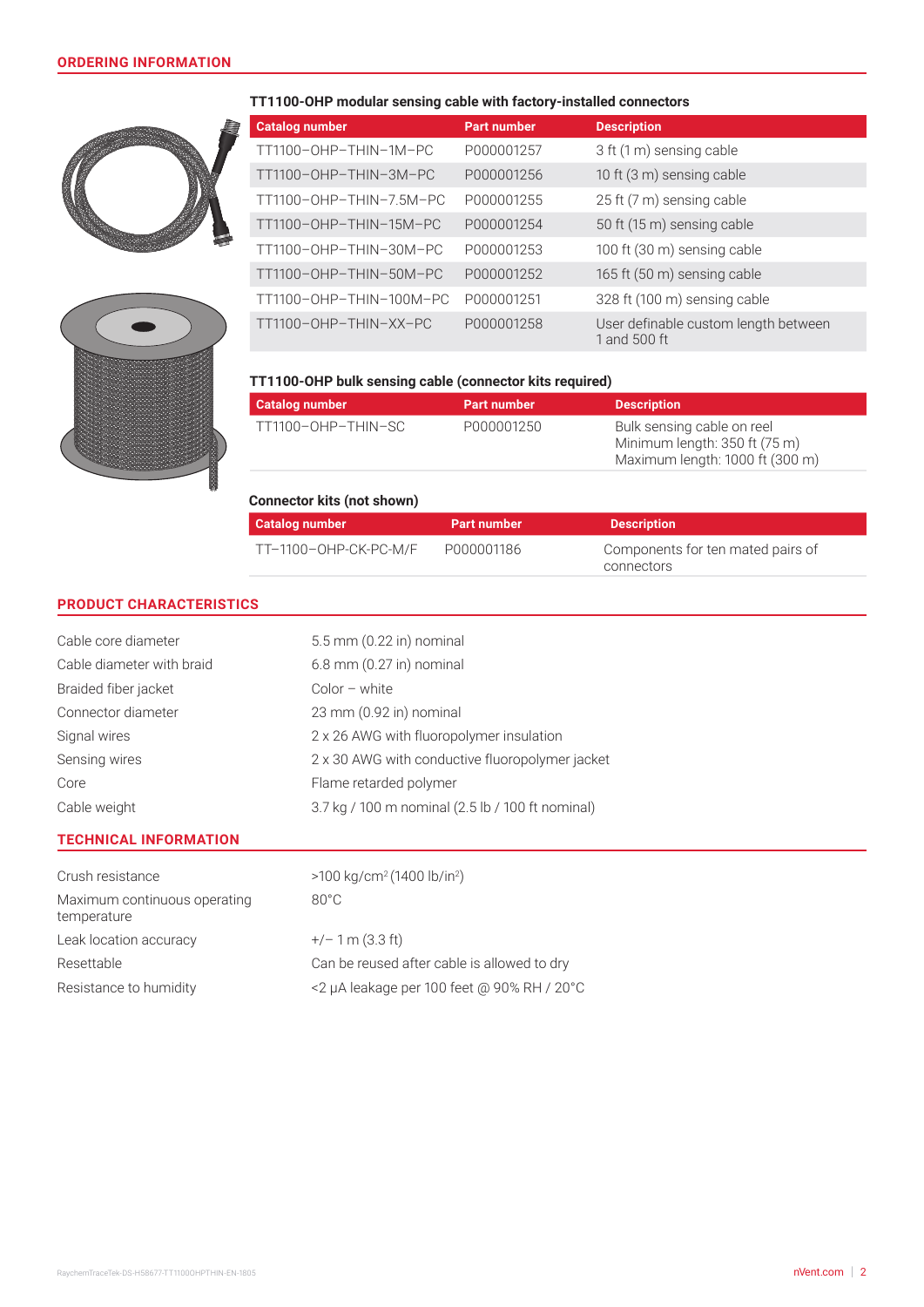## ORDERING INFORMATION

### TT1100-OHP modular sensing cable with factory-installed connectors

| Catalog number | Part number | Description |
| --- | --- | --- |
| TT1100–OHP–THIN–1M–PC | P000001257 | 3 ft (1 m) sensing cable |
| TT1100–OHP–THIN–3M–PC | P000001256 | 10 ft (3 m) sensing cable |
| TT1100–OHP–THIN–7.5M–PC | P000001255 | 25 ft (7 m) sensing cable |
| TT1100–OHP–THIN–15M–PC | P000001254 | 50 ft (15 m) sensing cable |
| TT1100–OHP–THIN–30M–PC | P000001253 | 100 ft (30 m) sensing cable |
| TT1100–OHP–THIN–50M–PC | P000001252 | 165 ft (50 m) sensing cable |
| TT1100–OHP–THIN–100M–PC | P000001251 | 328 ft (100 m) sensing cable |
| TT1100–OHP–THIN–XX–PC | P000001258 | User definable custom length between 1 and 500 ft |

### TT1100-OHP bulk sensing cable (connector kits required)

| Catalog number | Part number | Description |
| --- | --- | --- |
| TT1100–OHP–THIN–SC | P000001250 | Bulk sensing cable on reel<br>Minimum length: 350 ft (75 m)<br>Maximum length: 1000 ft (300 m) |

### Connector kits (not shown)

| Catalog number | Part number | Description |
| --- | --- | --- |
| TT–1100–OHP-CK-PC-M/F | P000001186 | Components for ten mated pairs of connectors |

## PRODUCT CHARACTERISTICS

| | |
| --- | --- |
| Cable core diameter | 5.5 mm (0.22 in) nominal |
| Cable diameter with braid | 6.8 mm (0.27 in) nominal |
| Braided fiber jacket | Color – white |
| Connector diameter | 23 mm (0.92 in) nominal |
| Signal wires | 2 x 26 AWG with fluoropolymer insulation |
| Sensing wires | 2 x 30 AWG with conductive fluoropolymer jacket |
| Core | Flame retarded polymer |
| Cable weight | 3.7 kg / 100 m nominal (2.5 lb / 100 ft nominal) |

## TECHNICAL INFORMATION

| | |
| --- | --- |
| Crush resistance | >100 kg/cm$^2$ (1400 lb/in$^2$) |
| Maximum continuous operating temperature | 80°C |
| Leak location accuracy | +/– 1 m (3.3 ft) |
| Resettable | Can be reused after cable is allowed to dry |
| Resistance to humidity | <2 µA leakage per 100 feet @ 90% RH / 20°C |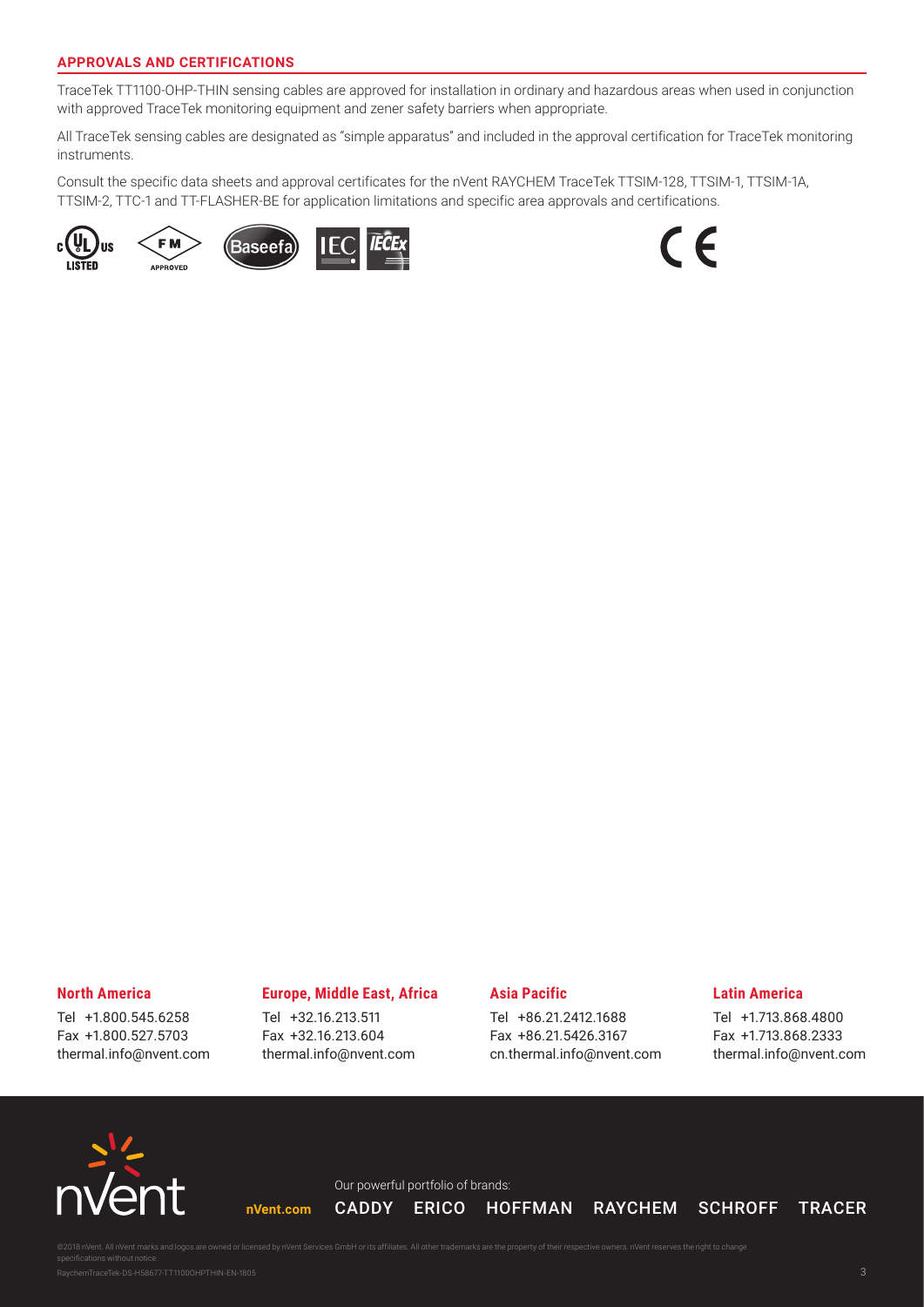## APPROVALS AND CERTIFICATIONS

TraceTek TT1100-OHP-THIN sensing cables are approved for installation in ordinary and hazardous areas when used in conjunction with approved TraceTek monitoring equipment and zener safety barriers when appropriate.

All TraceTek sensing cables are designated as "simple apparatus" and included in the approval certification for TraceTek monitoring instruments.

Consult the specific data sheets and approval certificates for the nVent RAYCHEM TraceTek TTSIM-128, TTSIM-1, TTSIM-1A, TTSIM-2, TTC-1 and TT-FLASHER-BE for application limitations and specific area approvals and certifications.

**North America**
Tel +1.800.545.6258
Fax +1.800.527.5703
thermal.info@nvent.com

**Europe, Middle East, Africa**
Tel +32.16.213.511
Fax +32.16.213.604
thermal.info@nvent.com

**Asia Pacific**
Tel +86.21.2412.1688
Fax +86.21.5426.3167
cn.thermal.info@nvent.com

**Latin America**
Tel +1.713.868.4800
Fax +1.713.868.2333
thermal.info@nvent.com

Our powerful portfolio of brands:

nVent.com CADDY ERICO HOFFMAN RAYCHEM SCHROFF TRACER

©2018 nVent. All nVent marks and logos are owned or licensed by nVent Services GmbH or its affiliates. All other trademarks are the property of their respective owners. nVent reserves the right to change specifications without notice.

RaychemTraceTek-DS-H58677-TT1100OHPTHIN-EN-1805